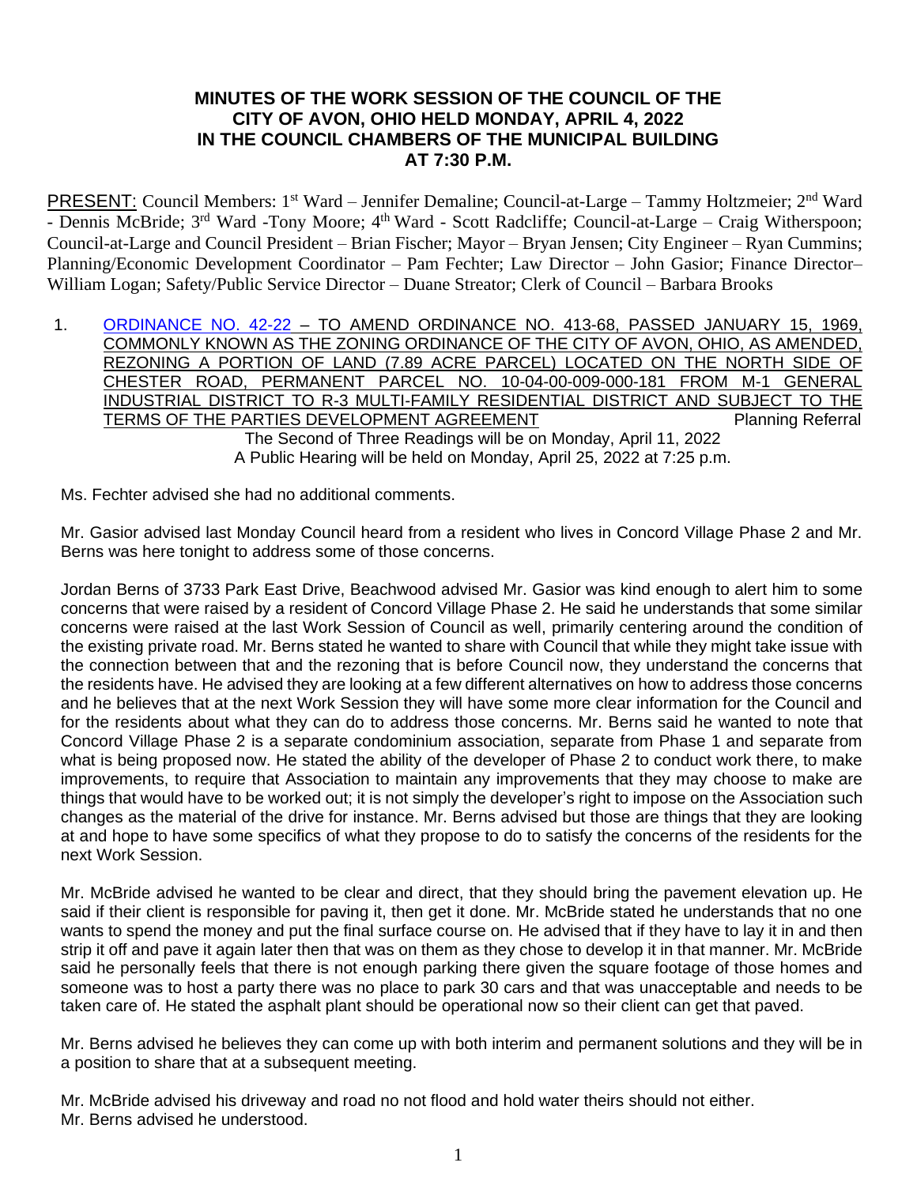# MINUTES OF THE WORK SESSION OF THE COUNCIL OF THE CITY OF AVON, OHIO HELD MONDAY, APRIL 4, 2022 IN THE COUNCIL CHAMBERS OF THE MUNICIPAL BUILDING AT 7:30 P.M.

PRESENT: Council Members: 1st Ward – Jennifer Demaline; Council-at-Large – Tammy Holtzmeier; 2nd Ward - Dennis McBride; 3rd Ward -Tony Moore; 4th Ward - Scott Radcliffe; Council-at-Large – Craig Witherspoon; Council-at-Large and Council President – Brian Fischer; Mayor – Bryan Jensen; City Engineer – Ryan Cummins; Planning/Economic Development Coordinator – Pam Fechter; Law Director – John Gasior; Finance Director– William Logan; Safety/Public Service Director – Duane Streator; Clerk of Council – Barbara Brooks

1. ORDINANCE NO. 42-22 – TO AMEND ORDINANCE NO. 413-68, PASSED JANUARY 15, 1969, COMMONLY KNOWN AS THE ZONING ORDINANCE OF THE CITY OF AVON, OHIO, AS AMENDED, REZONING A PORTION OF LAND (7.89 ACRE PARCEL) LOCATED ON THE NORTH SIDE OF CHESTER ROAD, PERMANENT PARCEL NO. 10-04-00-009-000-181 FROM M-1 GENERAL INDUSTRIAL DISTRICT TO R-3 MULTI-FAMILY RESIDENTIAL DISTRICT AND SUBJECT TO THE TERMS OF THE PARTIES DEVELOPMENT AGREEMENT Planning Referral

   The Second of Three Readings will be on Monday, April 11, 2022
   A Public Hearing will be held on Monday, April 25, 2022 at 7:25 p.m.

Ms. Fechter advised she had no additional comments.

Mr. Gasior advised last Monday Council heard from a resident who lives in Concord Village Phase 2 and Mr. Berns was here tonight to address some of those concerns.

Jordan Berns of 3733 Park East Drive, Beachwood advised Mr. Gasior was kind enough to alert him to some concerns that were raised by a resident of Concord Village Phase 2. He said he understands that some similar concerns were raised at the last Work Session of Council as well, primarily centering around the condition of the existing private road. Mr. Berns stated he wanted to share with Council that while they might take issue with the connection between that and the rezoning that is before Council now, they understand the concerns that the residents have. He advised they are looking at a few different alternatives on how to address those concerns and he believes that at the next Work Session they will have some more clear information for the Council and for the residents about what they can do to address those concerns. Mr. Berns said he wanted to note that Concord Village Phase 2 is a separate condominium association, separate from Phase 1 and separate from what is being proposed now. He stated the ability of the developer of Phase 2 to conduct work there, to make improvements, to require that Association to maintain any improvements that they may choose to make are things that would have to be worked out; it is not simply the developer's right to impose on the Association such changes as the material of the drive for instance. Mr. Berns advised but those are things that they are looking at and hope to have some specifics of what they propose to do to satisfy the concerns of the residents for the next Work Session.

Mr. McBride advised he wanted to be clear and direct, that they should bring the pavement elevation up. He said if their client is responsible for paving it, then get it done. Mr. McBride stated he understands that no one wants to spend the money and put the final surface course on. He advised that if they have to lay it in and then strip it off and pave it again later then that was on them as they chose to develop it in that manner. Mr. McBride said he personally feels that there is not enough parking there given the square footage of those homes and someone was to host a party there was no place to park 30 cars and that was unacceptable and needs to be taken care of. He stated the asphalt plant should be operational now so their client can get that paved.

Mr. Berns advised he believes they can come up with both interim and permanent solutions and they will be in a position to share that at a subsequent meeting.

Mr. McBride advised his driveway and road no not flood and hold water theirs should not either.
Mr. Berns advised he understood.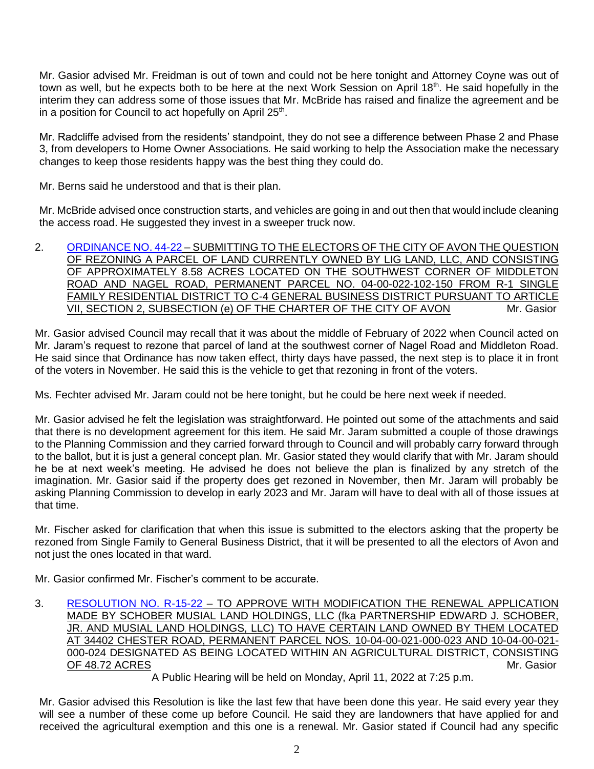Mr. Gasior advised Mr. Freidman is out of town and could not be here tonight and Attorney Coyne was out of town as well, but he expects both to be here at the next Work Session on April 18th. He said hopefully in the interim they can address some of those issues that Mr. McBride has raised and finalize the agreement and be in a position for Council to act hopefully on April 25th.

Mr. Radcliffe advised from the residents' standpoint, they do not see a difference between Phase 2 and Phase 3, from developers to Home Owner Associations. He said working to help the Association make the necessary changes to keep those residents happy was the best thing they could do.

Mr. Berns said he understood and that is their plan.

Mr. McBride advised once construction starts, and vehicles are going in and out then that would include cleaning the access road. He suggested they invest in a sweeper truck now.

2. ORDINANCE NO. 44-22 – SUBMITTING TO THE ELECTORS OF THE CITY OF AVON THE QUESTION OF REZONING A PARCEL OF LAND CURRENTLY OWNED BY LIG LAND, LLC, AND CONSISTING OF APPROXIMATELY 8.58 ACRES LOCATED ON THE SOUTHWEST CORNER OF MIDDLETON ROAD AND NAGEL ROAD, PERMANENT PARCEL NO. 04-00-022-102-150 FROM R-1 SINGLE FAMILY RESIDENTIAL DISTRICT TO C-4 GENERAL BUSINESS DISTRICT PURSUANT TO ARTICLE VII, SECTION 2, SUBSECTION (e) OF THE CHARTER OF THE CITY OF AVON — Mr. Gasior

Mr. Gasior advised Council may recall that it was about the middle of February of 2022 when Council acted on Mr. Jaram's request to rezone that parcel of land at the southwest corner of Nagel Road and Middleton Road. He said since that Ordinance has now taken effect, thirty days have passed, the next step is to place it in front of the voters in November. He said this is the vehicle to get that rezoning in front of the voters.

Ms. Fechter advised Mr. Jaram could not be here tonight, but he could be here next week if needed.

Mr. Gasior advised he felt the legislation was straightforward. He pointed out some of the attachments and said that there is no development agreement for this item. He said Mr. Jaram submitted a couple of those drawings to the Planning Commission and they carried forward through to Council and will probably carry forward through to the ballot, but it is just a general concept plan. Mr. Gasior stated they would clarify that with Mr. Jaram should he be at next week's meeting. He advised he does not believe the plan is finalized by any stretch of the imagination. Mr. Gasior said if the property does get rezoned in November, then Mr. Jaram will probably be asking Planning Commission to develop in early 2023 and Mr. Jaram will have to deal with all of those issues at that time.

Mr. Fischer asked for clarification that when this issue is submitted to the electors asking that the property be rezoned from Single Family to General Business District, that it will be presented to all the electors of Avon and not just the ones located in that ward.

Mr. Gasior confirmed Mr. Fischer's comment to be accurate.

3. RESOLUTION NO. R-15-22 – TO APPROVE WITH MODIFICATION THE RENEWAL APPLICATION MADE BY SCHOBER MUSIAL LAND HOLDINGS, LLC (fka PARTNERSHIP EDWARD J. SCHOBER, JR. AND MUSIAL LAND HOLDINGS, LLC) TO HAVE CERTAIN LAND OWNED BY THEM LOCATED AT 34402 CHESTER ROAD, PERMANENT PARCEL NOS. 10-04-00-021-000-023 AND 10-04-00-021-000-024 DESIGNATED AS BEING LOCATED WITHIN AN AGRICULTURAL DISTRICT, CONSISTING OF 48.72 ACRES — Mr. Gasior

A Public Hearing will be held on Monday, April 11, 2022 at 7:25 p.m.

Mr. Gasior advised this Resolution is like the last few that have been done this year. He said every year they will see a number of these come up before Council. He said they are landowners that have applied for and received the agricultural exemption and this one is a renewal. Mr. Gasior stated if Council had any specific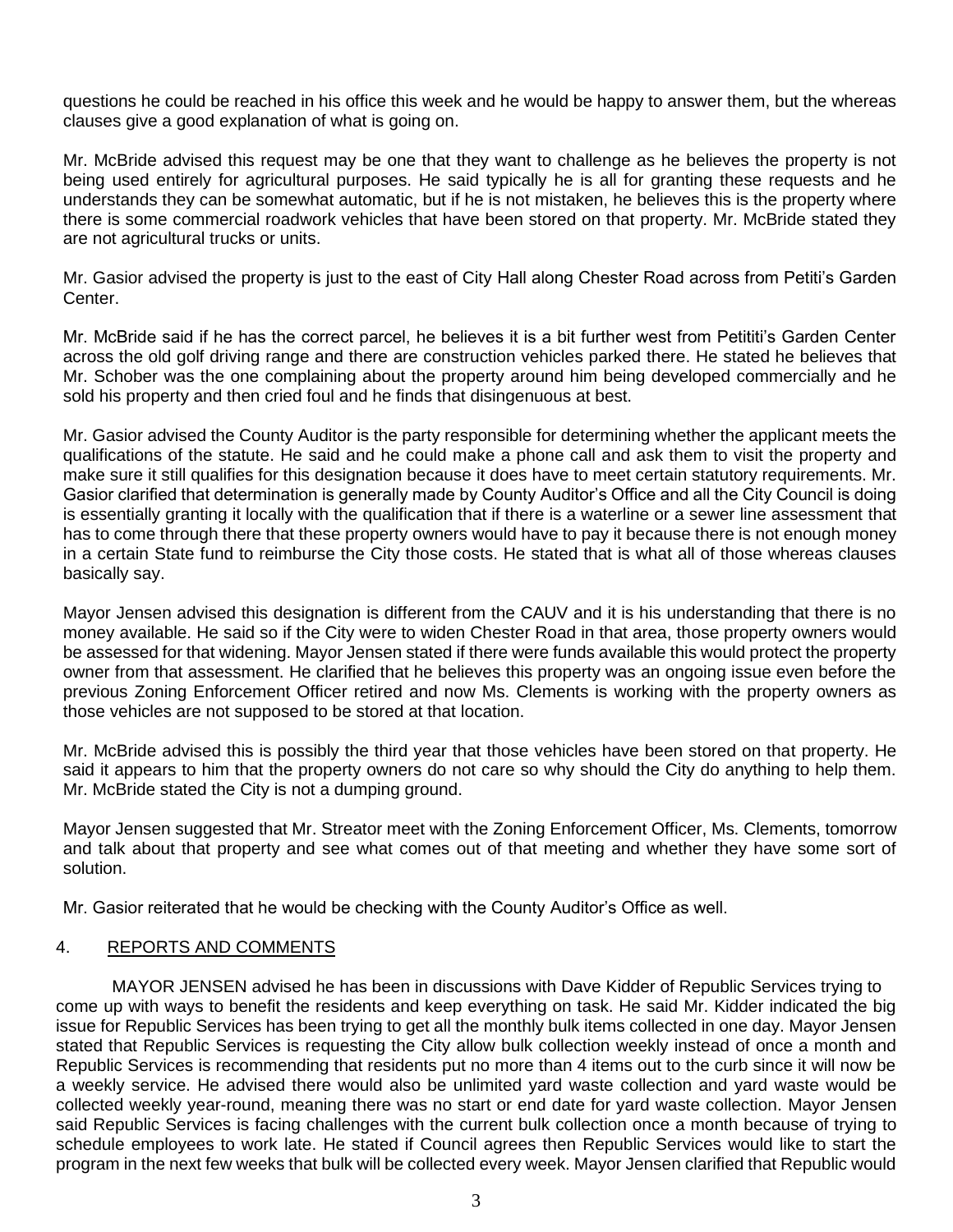questions he could be reached in his office this week and he would be happy to answer them, but the whereas clauses give a good explanation of what is going on.

Mr. McBride advised this request may be one that they want to challenge as he believes the property is not being used entirely for agricultural purposes. He said typically he is all for granting these requests and he understands they can be somewhat automatic, but if he is not mistaken, he believes this is the property where there is some commercial roadwork vehicles that have been stored on that property. Mr. McBride stated they are not agricultural trucks or units.

Mr. Gasior advised the property is just to the east of City Hall along Chester Road across from Petiti's Garden Center.

Mr. McBride said if he has the correct parcel, he believes it is a bit further west from Petititi's Garden Center across the old golf driving range and there are construction vehicles parked there. He stated he believes that Mr. Schober was the one complaining about the property around him being developed commercially and he sold his property and then cried foul and he finds that disingenuous at best.

Mr. Gasior advised the County Auditor is the party responsible for determining whether the applicant meets the qualifications of the statute. He said and he could make a phone call and ask them to visit the property and make sure it still qualifies for this designation because it does have to meet certain statutory requirements. Mr. Gasior clarified that determination is generally made by County Auditor's Office and all the City Council is doing is essentially granting it locally with the qualification that if there is a waterline or a sewer line assessment that has to come through there that these property owners would have to pay it because there is not enough money in a certain State fund to reimburse the City those costs. He stated that is what all of those whereas clauses basically say.

Mayor Jensen advised this designation is different from the CAUV and it is his understanding that there is no money available. He said so if the City were to widen Chester Road in that area, those property owners would be assessed for that widening. Mayor Jensen stated if there were funds available this would protect the property owner from that assessment. He clarified that he believes this property was an ongoing issue even before the previous Zoning Enforcement Officer retired and now Ms. Clements is working with the property owners as those vehicles are not supposed to be stored at that location.

Mr. McBride advised this is possibly the third year that those vehicles have been stored on that property. He said it appears to him that the property owners do not care so why should the City do anything to help them. Mr. McBride stated the City is not a dumping ground.

Mayor Jensen suggested that Mr. Streator meet with the Zoning Enforcement Officer, Ms. Clements, tomorrow and talk about that property and see what comes out of that meeting and whether they have some sort of solution.

Mr. Gasior reiterated that he would be checking with the County Auditor's Office as well.

4. REPORTS AND COMMENTS

MAYOR JENSEN advised he has been in discussions with Dave Kidder of Republic Services trying to come up with ways to benefit the residents and keep everything on task. He said Mr. Kidder indicated the big issue for Republic Services has been trying to get all the monthly bulk items collected in one day. Mayor Jensen stated that Republic Services is requesting the City allow bulk collection weekly instead of once a month and Republic Services is recommending that residents put no more than 4 items out to the curb since it will now be a weekly service. He advised there would also be unlimited yard waste collection and yard waste would be collected weekly year-round, meaning there was no start or end date for yard waste collection. Mayor Jensen said Republic Services is facing challenges with the current bulk collection once a month because of trying to schedule employees to work late. He stated if Council agrees then Republic Services would like to start the program in the next few weeks that bulk will be collected every week. Mayor Jensen clarified that Republic would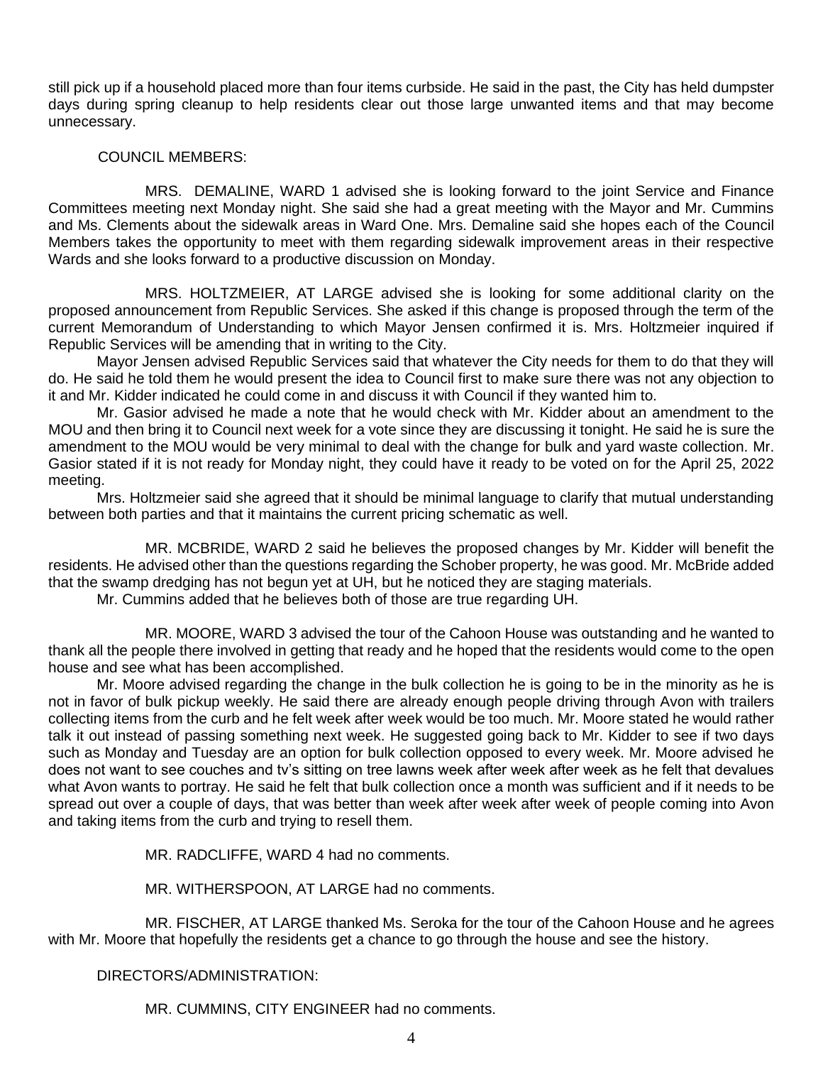still pick up if a household placed more than four items curbside. He said in the past, the City has held dumpster days during spring cleanup to help residents clear out those large unwanted items and that may become unnecessary.

COUNCIL MEMBERS:

MRS. DEMALINE, WARD 1 advised she is looking forward to the joint Service and Finance Committees meeting next Monday night. She said she had a great meeting with the Mayor and Mr. Cummins and Ms. Clements about the sidewalk areas in Ward One. Mrs. Demaline said she hopes each of the Council Members takes the opportunity to meet with them regarding sidewalk improvement areas in their respective Wards and she looks forward to a productive discussion on Monday.

MRS. HOLTZMEIER, AT LARGE advised she is looking for some additional clarity on the proposed announcement from Republic Services. She asked if this change is proposed through the term of the current Memorandum of Understanding to which Mayor Jensen confirmed it is. Mrs. Holtzmeier inquired if Republic Services will be amending that in writing to the City.

Mayor Jensen advised Republic Services said that whatever the City needs for them to do that they will do. He said he told them he would present the idea to Council first to make sure there was not any objection to it and Mr. Kidder indicated he could come in and discuss it with Council if they wanted him to.

Mr. Gasior advised he made a note that he would check with Mr. Kidder about an amendment to the MOU and then bring it to Council next week for a vote since they are discussing it tonight. He said he is sure the amendment to the MOU would be very minimal to deal with the change for bulk and yard waste collection. Mr. Gasior stated if it is not ready for Monday night, they could have it ready to be voted on for the April 25, 2022 meeting.

Mrs. Holtzmeier said she agreed that it should be minimal language to clarify that mutual understanding between both parties and that it maintains the current pricing schematic as well.

MR. MCBRIDE, WARD 2 said he believes the proposed changes by Mr. Kidder will benefit the residents. He advised other than the questions regarding the Schober property, he was good. Mr. McBride added that the swamp dredging has not begun yet at UH, but he noticed they are staging materials.

Mr. Cummins added that he believes both of those are true regarding UH.

MR. MOORE, WARD 3 advised the tour of the Cahoon House was outstanding and he wanted to thank all the people there involved in getting that ready and he hoped that the residents would come to the open house and see what has been accomplished.

Mr. Moore advised regarding the change in the bulk collection he is going to be in the minority as he is not in favor of bulk pickup weekly. He said there are already enough people driving through Avon with trailers collecting items from the curb and he felt week after week would be too much. Mr. Moore stated he would rather talk it out instead of passing something next week. He suggested going back to Mr. Kidder to see if two days such as Monday and Tuesday are an option for bulk collection opposed to every week. Mr. Moore advised he does not want to see couches and tv's sitting on tree lawns week after week after week as he felt that devalues what Avon wants to portray. He said he felt that bulk collection once a month was sufficient and if it needs to be spread out over a couple of days, that was better than week after week after week of people coming into Avon and taking items from the curb and trying to resell them.

MR. RADCLIFFE, WARD 4 had no comments.

MR. WITHERSPOON, AT LARGE had no comments.

MR. FISCHER, AT LARGE thanked Ms. Seroka for the tour of the Cahoon House and he agrees with Mr. Moore that hopefully the residents get a chance to go through the house and see the history.

DIRECTORS/ADMINISTRATION:

MR. CUMMINS, CITY ENGINEER had no comments.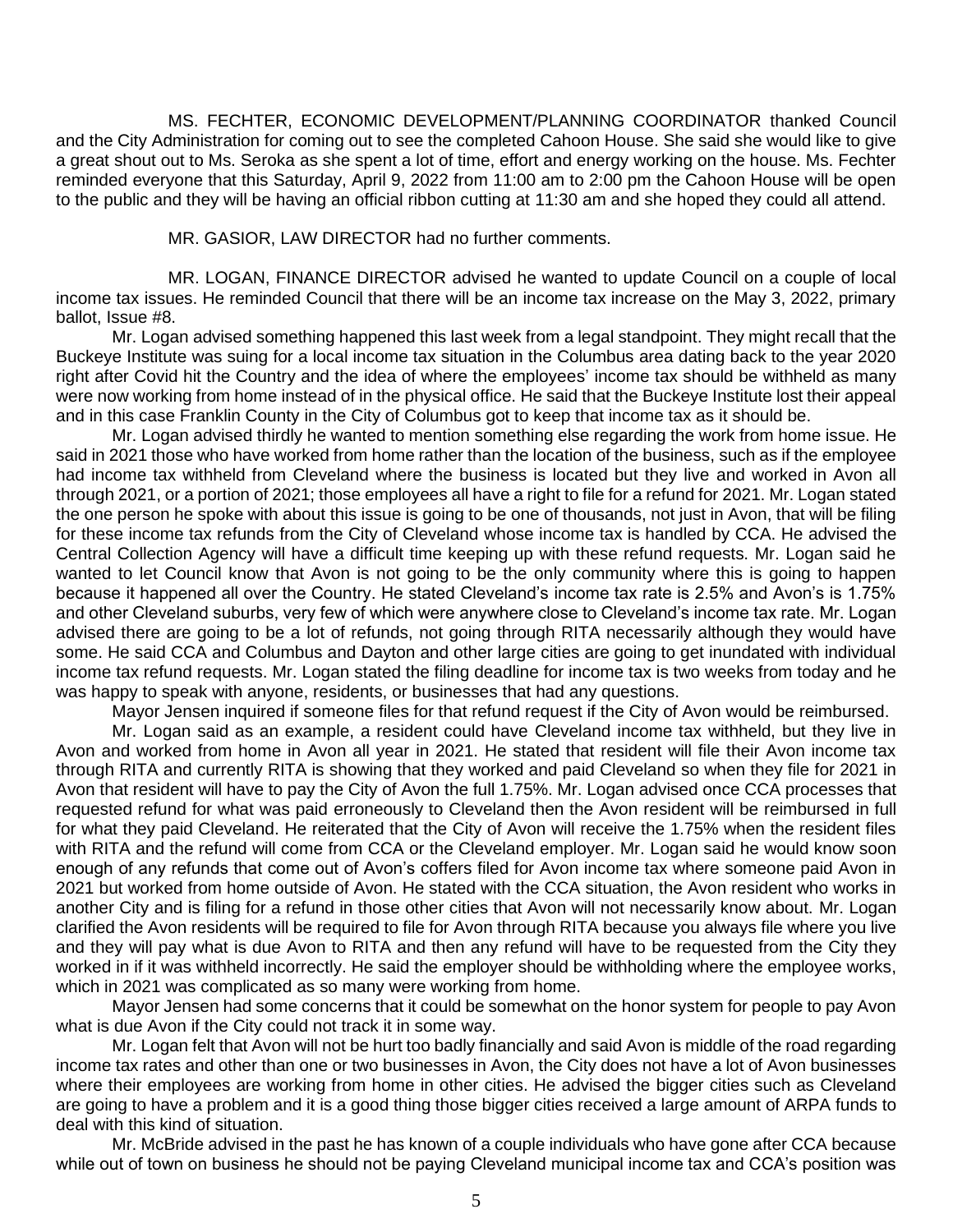MS. FECHTER, ECONOMIC DEVELOPMENT/PLANNING COORDINATOR thanked Council and the City Administration for coming out to see the completed Cahoon House. She said she would like to give a great shout out to Ms. Seroka as she spent a lot of time, effort and energy working on the house. Ms. Fechter reminded everyone that this Saturday, April 9, 2022 from 11:00 am to 2:00 pm the Cahoon House will be open to the public and they will be having an official ribbon cutting at 11:30 am and she hoped they could all attend.

MR. GASIOR, LAW DIRECTOR had no further comments.

MR. LOGAN, FINANCE DIRECTOR advised he wanted to update Council on a couple of local income tax issues. He reminded Council that there will be an income tax increase on the May 3, 2022, primary ballot, Issue #8.

Mr. Logan advised something happened this last week from a legal standpoint. They might recall that the Buckeye Institute was suing for a local income tax situation in the Columbus area dating back to the year 2020 right after Covid hit the Country and the idea of where the employees' income tax should be withheld as many were now working from home instead of in the physical office. He said that the Buckeye Institute lost their appeal and in this case Franklin County in the City of Columbus got to keep that income tax as it should be.

Mr. Logan advised thirdly he wanted to mention something else regarding the work from home issue. He said in 2021 those who have worked from home rather than the location of the business, such as if the employee had income tax withheld from Cleveland where the business is located but they live and worked in Avon all through 2021, or a portion of 2021; those employees all have a right to file for a refund for 2021. Mr. Logan stated the one person he spoke with about this issue is going to be one of thousands, not just in Avon, that will be filing for these income tax refunds from the City of Cleveland whose income tax is handled by CCA. He advised the Central Collection Agency will have a difficult time keeping up with these refund requests. Mr. Logan said he wanted to let Council know that Avon is not going to be the only community where this is going to happen because it happened all over the Country. He stated Cleveland's income tax rate is 2.5% and Avon's is 1.75% and other Cleveland suburbs, very few of which were anywhere close to Cleveland's income tax rate. Mr. Logan advised there are going to be a lot of refunds, not going through RITA necessarily although they would have some. He said CCA and Columbus and Dayton and other large cities are going to get inundated with individual income tax refund requests. Mr. Logan stated the filing deadline for income tax is two weeks from today and he was happy to speak with anyone, residents, or businesses that had any questions.

Mayor Jensen inquired if someone files for that refund request if the City of Avon would be reimbursed.

Mr. Logan said as an example, a resident could have Cleveland income tax withheld, but they live in Avon and worked from home in Avon all year in 2021. He stated that resident will file their Avon income tax through RITA and currently RITA is showing that they worked and paid Cleveland so when they file for 2021 in Avon that resident will have to pay the City of Avon the full 1.75%. Mr. Logan advised once CCA processes that requested refund for what was paid erroneously to Cleveland then the Avon resident will be reimbursed in full for what they paid Cleveland. He reiterated that the City of Avon will receive the 1.75% when the resident files with RITA and the refund will come from CCA or the Cleveland employer. Mr. Logan said he would know soon enough of any refunds that come out of Avon's coffers filed for Avon income tax where someone paid Avon in 2021 but worked from home outside of Avon. He stated with the CCA situation, the Avon resident who works in another City and is filing for a refund in those other cities that Avon will not necessarily know about. Mr. Logan clarified the Avon residents will be required to file for Avon through RITA because you always file where you live and they will pay what is due Avon to RITA and then any refund will have to be requested from the City they worked in if it was withheld incorrectly. He said the employer should be withholding where the employee works, which in 2021 was complicated as so many were working from home.

Mayor Jensen had some concerns that it could be somewhat on the honor system for people to pay Avon what is due Avon if the City could not track it in some way.

Mr. Logan felt that Avon will not be hurt too badly financially and said Avon is middle of the road regarding income tax rates and other than one or two businesses in Avon, the City does not have a lot of Avon businesses where their employees are working from home in other cities. He advised the bigger cities such as Cleveland are going to have a problem and it is a good thing those bigger cities received a large amount of ARPA funds to deal with this kind of situation.

Mr. McBride advised in the past he has known of a couple individuals who have gone after CCA because while out of town on business he should not be paying Cleveland municipal income tax and CCA's position was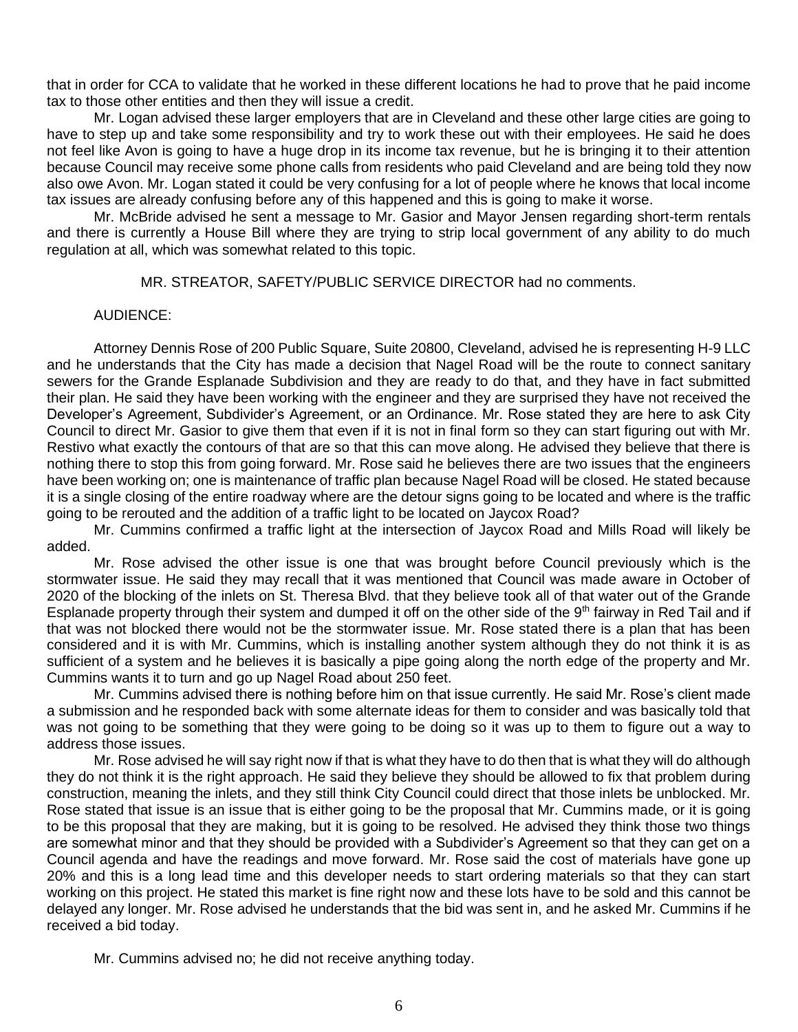that in order for CCA to validate that he worked in these different locations he had to prove that he paid income tax to those other entities and then they will issue a credit.

Mr. Logan advised these larger employers that are in Cleveland and these other large cities are going to have to step up and take some responsibility and try to work these out with their employees. He said he does not feel like Avon is going to have a huge drop in its income tax revenue, but he is bringing it to their attention because Council may receive some phone calls from residents who paid Cleveland and are being told they now also owe Avon. Mr. Logan stated it could be very confusing for a lot of people where he knows that local income tax issues are already confusing before any of this happened and this is going to make it worse.

Mr. McBride advised he sent a message to Mr. Gasior and Mayor Jensen regarding short-term rentals and there is currently a House Bill where they are trying to strip local government of any ability to do much regulation at all, which was somewhat related to this topic.

MR. STREATOR, SAFETY/PUBLIC SERVICE DIRECTOR had no comments.

AUDIENCE:

Attorney Dennis Rose of 200 Public Square, Suite 20800, Cleveland, advised he is representing H-9 LLC and he understands that the City has made a decision that Nagel Road will be the route to connect sanitary sewers for the Grande Esplanade Subdivision and they are ready to do that, and they have in fact submitted their plan. He said they have been working with the engineer and they are surprised they have not received the Developer's Agreement, Subdivider's Agreement, or an Ordinance. Mr. Rose stated they are here to ask City Council to direct Mr. Gasior to give them that even if it is not in final form so they can start figuring out with Mr. Restivo what exactly the contours of that are so that this can move along. He advised they believe that there is nothing there to stop this from going forward. Mr. Rose said he believes there are two issues that the engineers have been working on; one is maintenance of traffic plan because Nagel Road will be closed. He stated because it is a single closing of the entire roadway where are the detour signs going to be located and where is the traffic going to be rerouted and the addition of a traffic light to be located on Jaycox Road?

Mr. Cummins confirmed a traffic light at the intersection of Jaycox Road and Mills Road will likely be added.

Mr. Rose advised the other issue is one that was brought before Council previously which is the stormwater issue. He said they may recall that it was mentioned that Council was made aware in October of 2020 of the blocking of the inlets on St. Theresa Blvd. that they believe took all of that water out of the Grande Esplanade property through their system and dumped it off on the other side of the 9th fairway in Red Tail and if that was not blocked there would not be the stormwater issue. Mr. Rose stated there is a plan that has been considered and it is with Mr. Cummins, which is installing another system although they do not think it is as sufficient of a system and he believes it is basically a pipe going along the north edge of the property and Mr. Cummins wants it to turn and go up Nagel Road about 250 feet.

Mr. Cummins advised there is nothing before him on that issue currently. He said Mr. Rose's client made a submission and he responded back with some alternate ideas for them to consider and was basically told that was not going to be something that they were going to be doing so it was up to them to figure out a way to address those issues.

Mr. Rose advised he will say right now if that is what they have to do then that is what they will do although they do not think it is the right approach. He said they believe they should be allowed to fix that problem during construction, meaning the inlets, and they still think City Council could direct that those inlets be unblocked. Mr. Rose stated that issue is an issue that is either going to be the proposal that Mr. Cummins made, or it is going to be this proposal that they are making, but it is going to be resolved. He advised they think those two things are somewhat minor and that they should be provided with a Subdivider's Agreement so that they can get on a Council agenda and have the readings and move forward. Mr. Rose said the cost of materials have gone up 20% and this is a long lead time and this developer needs to start ordering materials so that they can start working on this project. He stated this market is fine right now and these lots have to be sold and this cannot be delayed any longer. Mr. Rose advised he understands that the bid was sent in, and he asked Mr. Cummins if he received a bid today.

Mr. Cummins advised no; he did not receive anything today.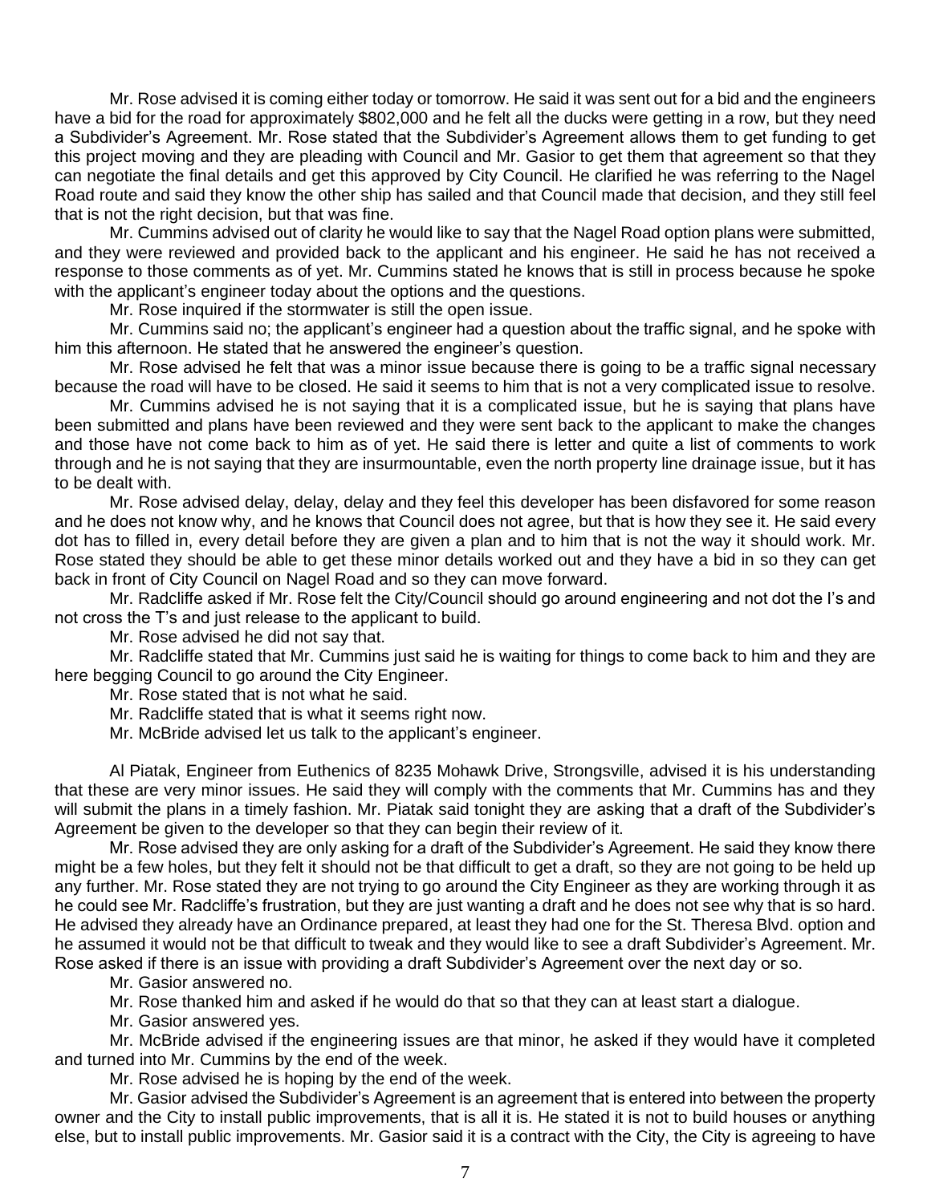Mr. Rose advised it is coming either today or tomorrow. He said it was sent out for a bid and the engineers have a bid for the road for approximately $802,000 and he felt all the ducks were getting in a row, but they need a Subdivider's Agreement. Mr. Rose stated that the Subdivider's Agreement allows them to get funding to get this project moving and they are pleading with Council and Mr. Gasior to get them that agreement so that they can negotiate the final details and get this approved by City Council. He clarified he was referring to the Nagel Road route and said they know the other ship has sailed and that Council made that decision, and they still feel that is not the right decision, but that was fine.

Mr. Cummins advised out of clarity he would like to say that the Nagel Road option plans were submitted, and they were reviewed and provided back to the applicant and his engineer. He said he has not received a response to those comments as of yet. Mr. Cummins stated he knows that is still in process because he spoke with the applicant's engineer today about the options and the questions.

Mr. Rose inquired if the stormwater is still the open issue.

Mr. Cummins said no; the applicant's engineer had a question about the traffic signal, and he spoke with him this afternoon. He stated that he answered the engineer's question.

Mr. Rose advised he felt that was a minor issue because there is going to be a traffic signal necessary because the road will have to be closed. He said it seems to him that is not a very complicated issue to resolve.

Mr. Cummins advised he is not saying that it is a complicated issue, but he is saying that plans have been submitted and plans have been reviewed and they were sent back to the applicant to make the changes and those have not come back to him as of yet. He said there is letter and quite a list of comments to work through and he is not saying that they are insurmountable, even the north property line drainage issue, but it has to be dealt with.

Mr. Rose advised delay, delay, delay and they feel this developer has been disfavored for some reason and he does not know why, and he knows that Council does not agree, but that is how they see it. He said every dot has to filled in, every detail before they are given a plan and to him that is not the way it should work. Mr. Rose stated they should be able to get these minor details worked out and they have a bid in so they can get back in front of City Council on Nagel Road and so they can move forward.

Mr. Radcliffe asked if Mr. Rose felt the City/Council should go around engineering and not dot the I's and not cross the T's and just release to the applicant to build.

Mr. Rose advised he did not say that.

Mr. Radcliffe stated that Mr. Cummins just said he is waiting for things to come back to him and they are here begging Council to go around the City Engineer.

Mr. Rose stated that is not what he said.

Mr. Radcliffe stated that is what it seems right now.

Mr. McBride advised let us talk to the applicant's engineer.

Al Piatak, Engineer from Euthenics of 8235 Mohawk Drive, Strongsville, advised it is his understanding that these are very minor issues. He said they will comply with the comments that Mr. Cummins has and they will submit the plans in a timely fashion. Mr. Piatak said tonight they are asking that a draft of the Subdivider's Agreement be given to the developer so that they can begin their review of it.

Mr. Rose advised they are only asking for a draft of the Subdivider's Agreement. He said they know there might be a few holes, but they felt it should not be that difficult to get a draft, so they are not going to be held up any further. Mr. Rose stated they are not trying to go around the City Engineer as they are working through it as he could see Mr. Radcliffe's frustration, but they are just wanting a draft and he does not see why that is so hard. He advised they already have an Ordinance prepared, at least they had one for the St. Theresa Blvd. option and he assumed it would not be that difficult to tweak and they would like to see a draft Subdivider's Agreement. Mr. Rose asked if there is an issue with providing a draft Subdivider's Agreement over the next day or so.

Mr. Gasior answered no.

Mr. Rose thanked him and asked if he would do that so that they can at least start a dialogue.

Mr. Gasior answered yes.

Mr. McBride advised if the engineering issues are that minor, he asked if they would have it completed and turned into Mr. Cummins by the end of the week.

Mr. Rose advised he is hoping by the end of the week.

Mr. Gasior advised the Subdivider's Agreement is an agreement that is entered into between the property owner and the City to install public improvements, that is all it is. He stated it is not to build houses or anything else, but to install public improvements. Mr. Gasior said it is a contract with the City, the City is agreeing to have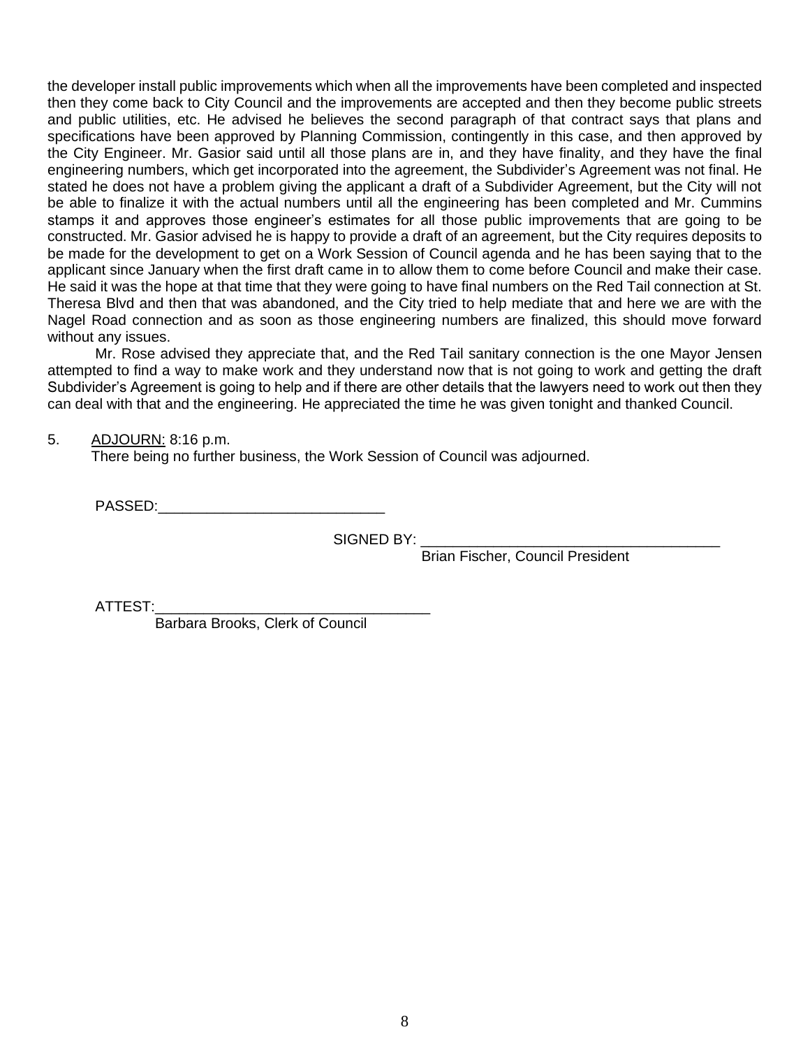the developer install public improvements which when all the improvements have been completed and inspected then they come back to City Council and the improvements are accepted and then they become public streets and public utilities, etc. He advised he believes the second paragraph of that contract says that plans and specifications have been approved by Planning Commission, contingently in this case, and then approved by the City Engineer. Mr. Gasior said until all those plans are in, and they have finality, and they have the final engineering numbers, which get incorporated into the agreement, the Subdivider's Agreement was not final. He stated he does not have a problem giving the applicant a draft of a Subdivider Agreement, but the City will not be able to finalize it with the actual numbers until all the engineering has been completed and Mr. Cummins stamps it and approves those engineer's estimates for all those public improvements that are going to be constructed. Mr. Gasior advised he is happy to provide a draft of an agreement, but the City requires deposits to be made for the development to get on a Work Session of Council agenda and he has been saying that to the applicant since January when the first draft came in to allow them to come before Council and make their case. He said it was the hope at that time that they were going to have final numbers on the Red Tail connection at St. Theresa Blvd and then that was abandoned, and the City tried to help mediate that and here we are with the Nagel Road connection and as soon as those engineering numbers are finalized, this should move forward without any issues.

Mr. Rose advised they appreciate that, and the Red Tail sanitary connection is the one Mayor Jensen attempted to find a way to make work and they understand now that is not going to work and getting the draft Subdivider's Agreement is going to help and if there are other details that the lawyers need to work out then they can deal with that and the engineering. He appreciated the time he was given tonight and thanked Council.

5. ADJOURN: 8:16 p.m.
There being no further business, the Work Session of Council was adjourned.

PASSED:\_\_\_\_\_\_\_\_\_\_\_\_\_\_\_\_\_\_\_\_\_\_\_\_\_\_\_\_

SIGNED BY: \_\_\_\_\_\_\_\_\_\_\_\_\_\_\_\_\_\_\_\_\_\_\_\_\_\_\_\_\_\_\_\_\_\_\_\_
Brian Fischer, Council President

ATTEST:\_\_\_\_\_\_\_\_\_\_\_\_\_\_\_\_\_\_\_\_\_\_\_\_\_\_\_\_\_\_\_\_\_
Barbara Brooks, Clerk of Council